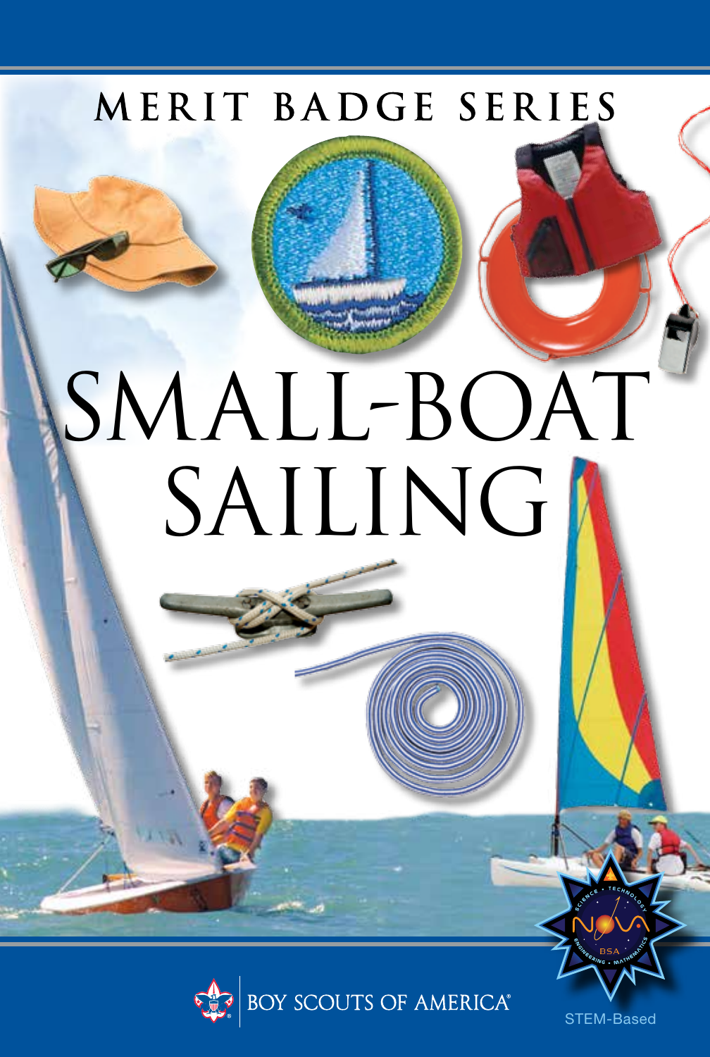MERIT BADGE SERIES

# SMALL-BOAT SAILING

BOY SCOUTS OF AMERICA®

STEM-Based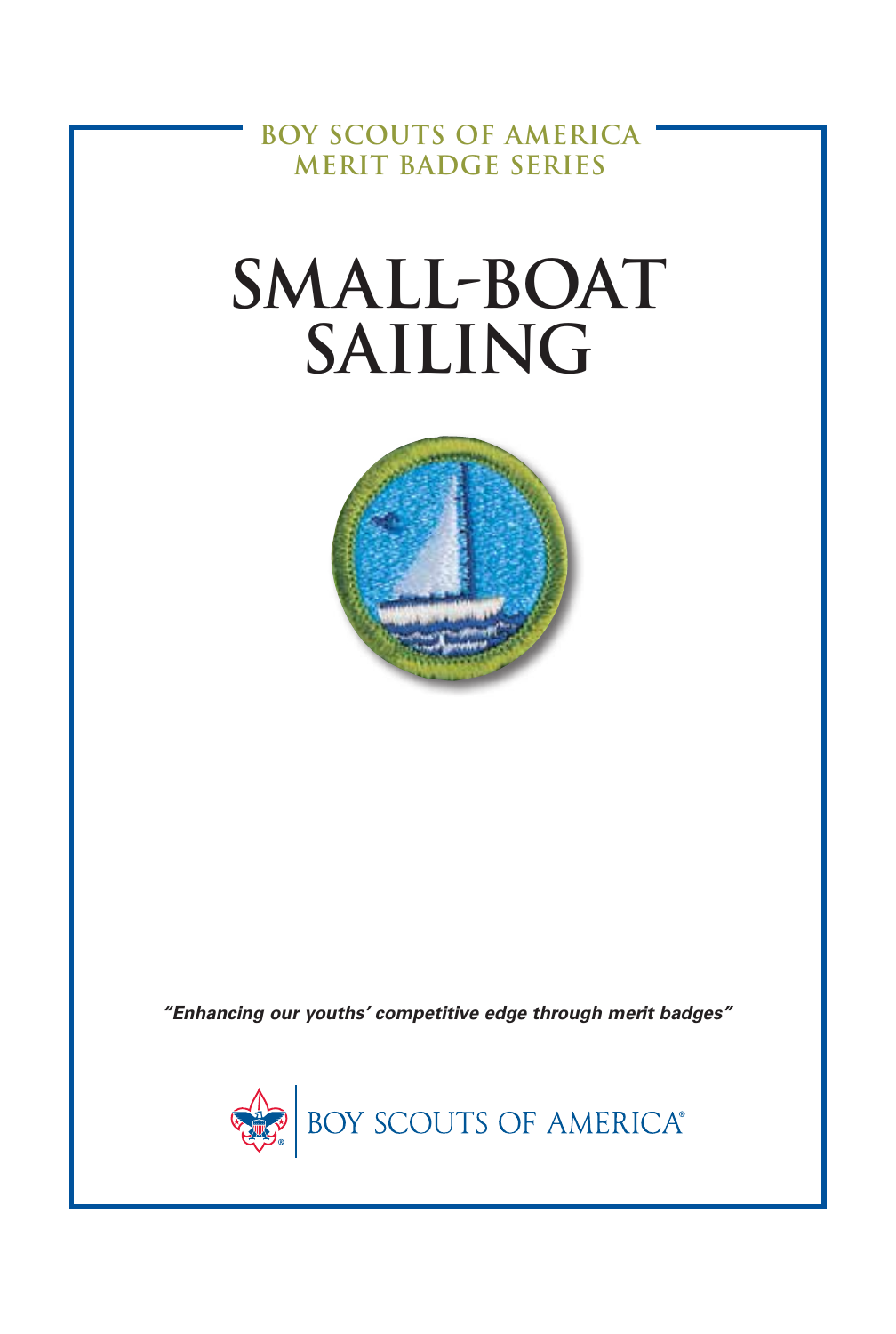BOY SCOUTS OF AMERICA
MERIT BADGE SERIES

# SMALL-BOAT SAILING

*"Enhancing our youths' competitive edge through merit badges"*

BOY SCOUTS OF AMERICA®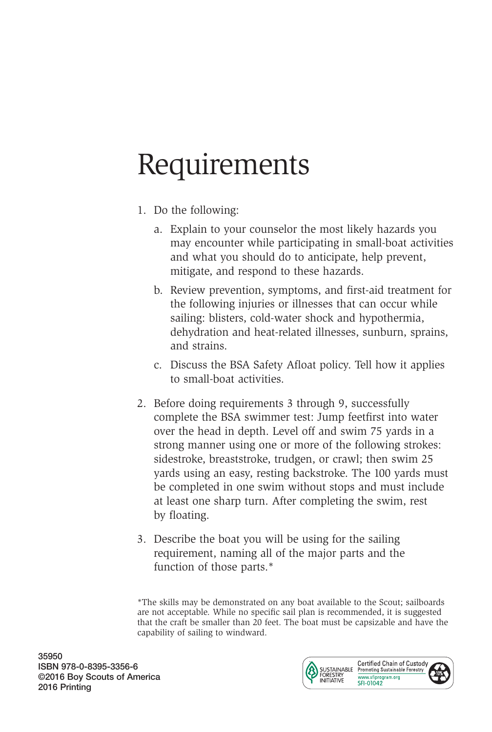# Requirements

1. Do the following:
   a. Explain to your counselor the most likely hazards you may encounter while participating in small-boat activities and what you should do to anticipate, help prevent, mitigate, and respond to these hazards.
   b. Review prevention, symptoms, and first-aid treatment for the following injuries or illnesses that can occur while sailing: blisters, cold-water shock and hypothermia, dehydration and heat-related illnesses, sunburn, sprains, and strains.
   c. Discuss the BSA Safety Afloat policy. Tell how it applies to small-boat activities.
2. Before doing requirements 3 through 9, successfully complete the BSA swimmer test: Jump feetfirst into water over the head in depth. Level off and swim 75 yards in a strong manner using one or more of the following strokes: sidestroke, breaststroke, trudgen, or crawl; then swim 25 yards using an easy, resting backstroke. The 100 yards must be completed in one swim without stops and must include at least one sharp turn. After completing the swim, rest by floating.
3. Describe the boat you will be using for the sailing requirement, naming all of the major parts and the function of those parts.*

*The skills may be demonstrated on any boat available to the Scout; sailboards are not acceptable. While no specific sail plan is recommended, it is suggested that the craft be smaller than 20 feet. The boat must be capsizable and have the capability of sailing to windward.

35950
ISBN 978-0-8395-3356-6
©2016 Boy Scouts of America
2016 Printing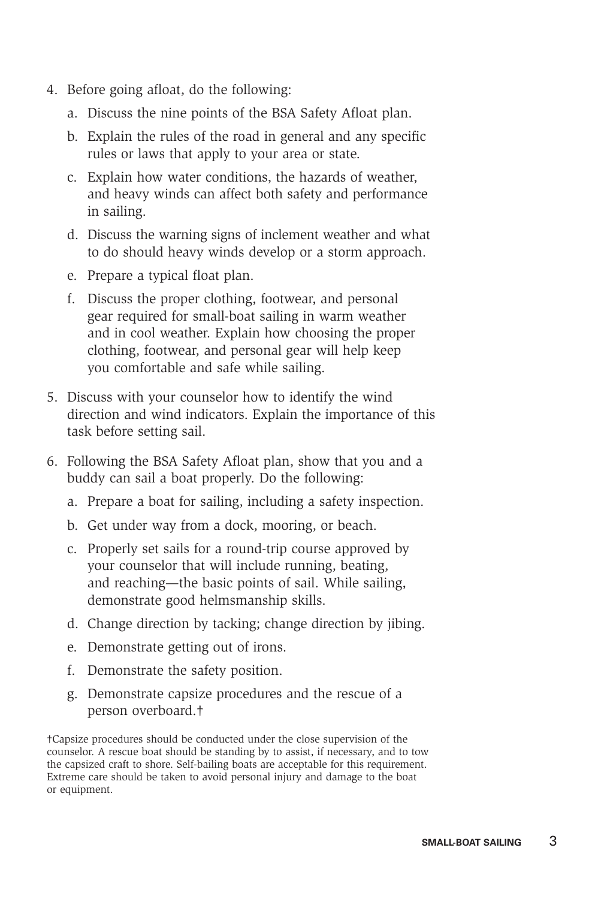4. Before going afloat, do the following:
   a. Discuss the nine points of the BSA Safety Afloat plan.
   b. Explain the rules of the road in general and any specific rules or laws that apply to your area or state.
   c. Explain how water conditions, the hazards of weather, and heavy winds can affect both safety and performance in sailing.
   d. Discuss the warning signs of inclement weather and what to do should heavy winds develop or a storm approach.
   e. Prepare a typical float plan.
   f. Discuss the proper clothing, footwear, and personal gear required for small-boat sailing in warm weather and in cool weather. Explain how choosing the proper clothing, footwear, and personal gear will help keep you comfortable and safe while sailing.
5. Discuss with your counselor how to identify the wind direction and wind indicators. Explain the importance of this task before setting sail.
6. Following the BSA Safety Afloat plan, show that you and a buddy can sail a boat properly. Do the following:
   a. Prepare a boat for sailing, including a safety inspection.
   b. Get under way from a dock, mooring, or beach.
   c. Properly set sails for a round-trip course approved by your counselor that will include running, beating, and reaching—the basic points of sail. While sailing, demonstrate good helmsmanship skills.
   d. Change direction by tacking; change direction by jibing.
   e. Demonstrate getting out of irons.
   f. Demonstrate the safety position.
   g. Demonstrate capsize procedures and the rescue of a person overboard.†

†Capsize procedures should be conducted under the close supervision of the counselor. A rescue boat should be standing by to assist, if necessary, and to tow the capsized craft to shore. Self-bailing boats are acceptable for this requirement. Extreme care should be taken to avoid personal injury and damage to the boat or equipment.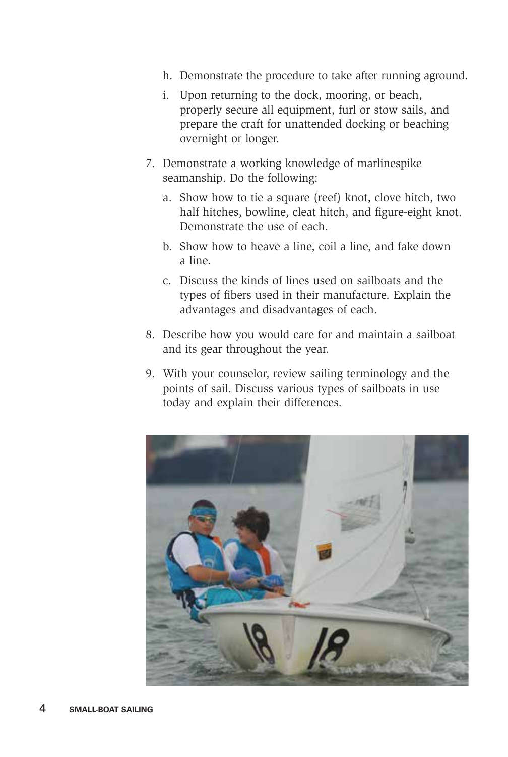h. Demonstrate the procedure to take after running aground.

i. Upon returning to the dock, mooring, or beach, properly secure all equipment, furl or stow sails, and prepare the craft for unattended docking or beaching overnight or longer.

7. Demonstrate a working knowledge of marlinespike seamanship. Do the following:

   a. Show how to tie a square (reef) knot, clove hitch, two half hitches, bowline, cleat hitch, and figure-eight knot. Demonstrate the use of each.

   b. Show how to heave a line, coil a line, and fake down a line.

   c. Discuss the kinds of lines used on sailboats and the types of fibers used in their manufacture. Explain the advantages and disadvantages of each.

8. Describe how you would care for and maintain a sailboat and its gear throughout the year.

9. With your counselor, review sailing terminology and the points of sail. Discuss various types of sailboats in use today and explain their differences.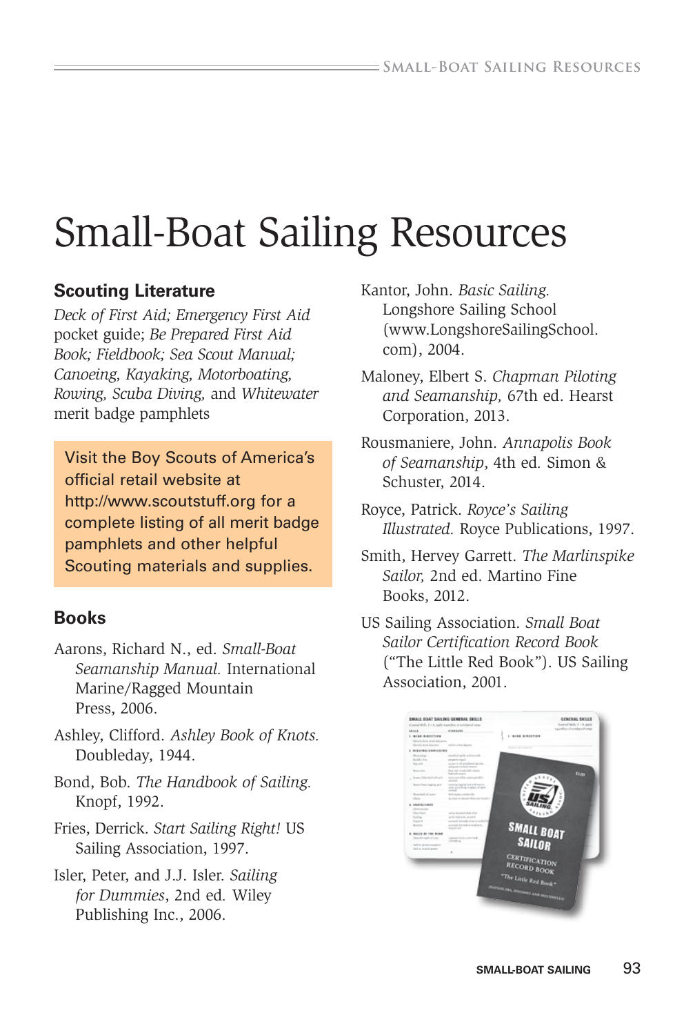# Small-Boat Sailing Resources

## Scouting Literature

*Deck of First Aid; Emergency First Aid* pocket guide; *Be Prepared First Aid Book; Fieldbook; Sea Scout Manual; Canoeing, Kayaking, Motorboating, Rowing, Scuba Diving,* and *Whitewater* merit badge pamphlets

> Visit the Boy Scouts of America's official retail website at http://www.scoutstuff.org for a complete listing of all merit badge pamphlets and other helpful Scouting materials and supplies.

## Books

Aarons, Richard N., ed. *Small-Boat Seamanship Manual.* International Marine/Ragged Mountain Press, 2006.

Ashley, Clifford. *Ashley Book of Knots.* Doubleday, 1944.

Bond, Bob. *The Handbook of Sailing.* Knopf, 1992.

Fries, Derrick. *Start Sailing Right!* US Sailing Association, 1997.

Isler, Peter, and J.J. Isler. *Sailing for Dummies*, 2nd ed. Wiley Publishing Inc., 2006.

Kantor, John. *Basic Sailing.* Longshore Sailing School (www.LongshoreSailingSchool.com), 2004.

Maloney, Elbert S. *Chapman Piloting and Seamanship,* 67th ed. Hearst Corporation, 2013.

Rousmaniere, John. *Annapolis Book of Seamanship*, 4th ed. Simon & Schuster, 2014.

Royce, Patrick. *Royce's Sailing Illustrated.* Royce Publications, 1997.

Smith, Hervey Garrett. *The Marlinspike Sailor,* 2nd ed. Martino Fine Books, 2012.

US Sailing Association. *Small Boat Sailor Certification Record Book* ("The Little Red Book"). US Sailing Association, 2001.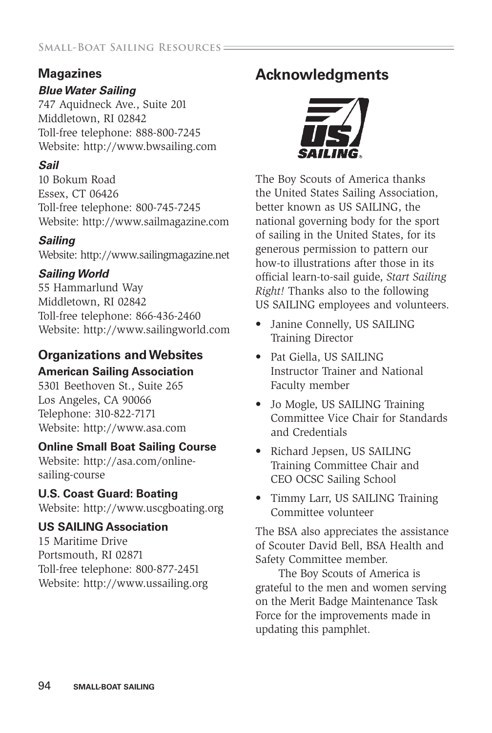## Magazines

***Blue Water Sailing***
747 Aquidneck Ave., Suite 201
Middletown, RI 02842
Toll-free telephone: 888-800-7245
Website: http://www.bwsailing.com

***Sail***
10 Bokum Road
Essex, CT 06426
Toll-free telephone: 800-745-7245
Website: http://www.sailmagazine.com

***Sailing***
Website: http://www.sailingmagazine.net

***Sailing World***
55 Hammarlund Way
Middletown, RI 02842
Toll-free telephone: 866-436-2460
Website: http://www.sailingworld.com

## Organizations and Websites

**American Sailing Association**
5301 Beethoven St., Suite 265
Los Angeles, CA 90066
Telephone: 310-822-7171
Website: http://www.asa.com

**Online Small Boat Sailing Course**
Website: http://asa.com/online-sailing-course

**U.S. Coast Guard: Boating**
Website: http://www.uscgboating.org

**US SAILING Association**
15 Maritime Drive
Portsmouth, RI 02871
Toll-free telephone: 800-877-2451
Website: http://www.ussailing.org

# Acknowledgments

The Boy Scouts of America thanks the United States Sailing Association, better known as US SAILING, the national governing body for the sport of sailing in the United States, for its generous permission to pattern our how-to illustrations after those in its official learn-to-sail guide, *Start Sailing Right!* Thanks also to the following US SAILING employees and volunteers.

- Janine Connelly, US SAILING Training Director
- Pat Giella, US SAILING Instructor Trainer and National Faculty member
- Jo Mogle, US SAILING Training Committee Vice Chair for Standards and Credentials
- Richard Jepsen, US SAILING Training Committee Chair and CEO OCSC Sailing School
- Timmy Larr, US SAILING Training Committee volunteer

The BSA also appreciates the assistance of Scouter David Bell, BSA Health and Safety Committee member.

The Boy Scouts of America is grateful to the men and women serving on the Merit Badge Maintenance Task Force for the improvements made in updating this pamphlet.